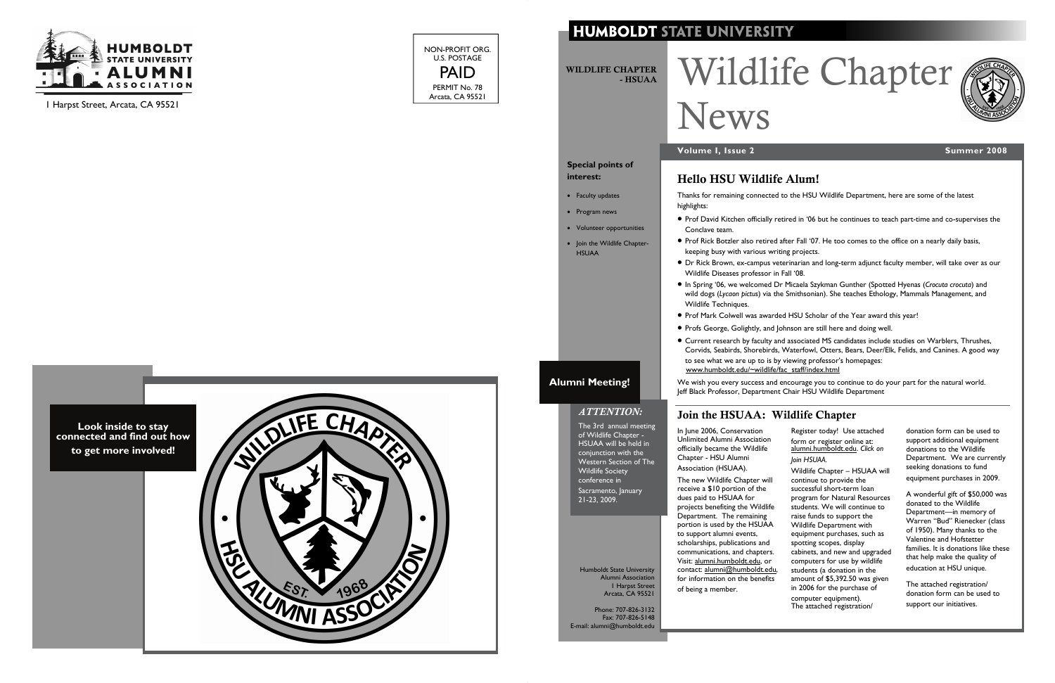**HUMBOLDT STATE UNIVERSITY ALUMNI ASSOCIATION**

1 Harpst Street, Arcata, CA 95521

NON-PROFIT ORG.
U.S. POSTAGE
PAID
PERMIT No. 78
Arcata, CA 95521

**Look inside to stay connected and find out how to get more involved!**

# HUMBOLDT STATE UNIVERSITY

**WILDLIFE CHAPTER - HSUAA**

# Wildlife Chapter News

**Volume I, Issue 2** — **Summer 2008**

**Special points of interest:**

- Faculty updates
- Program news
- Volunteer opportunities
- Join the Wildlife Chapter-HSUAA

## Hello HSU Wildlife Alum!

Thanks for remaining connected to the HSU Wildlife Department, here are some of the latest highlights:

- Prof David Kitchen officially retired in '06 but he continues to teach part-time and co-supervises the Conclave team.
- Prof Rick Botzler also retired after Fall '07. He too comes to the office on a nearly daily basis, keeping busy with various writing projects.
- Dr Rick Brown, ex-campus veterinarian and long-term adjunct faculty member, will take over as our Wildlife Diseases professor in Fall '08.
- In Spring '06, we welcomed Dr Micaela Szykman Gunther (Spotted Hyenas (*Crocuta crocuta*) and wild dogs (*Lycaon pictus*) via the Smithsonian). She teaches Ethology, Mammals Management, and Wildlife Techniques.
- Prof Mark Colwell was awarded HSU Scholar of the Year award this year!
- Profs George, Golightly, and Johnson are still here and doing well.
- Current research by faculty and associated MS candidates include studies on Warblers, Thrushes, Corvids, Seabirds, Shorebirds, Waterfowl, Otters, Bears, Deer/Elk, Felids, and Canines. A good way to see what we are up to is by viewing professor's homepages: www.humboldt.edu/~wildlife/fac_staff/index.html

We wish you every success and encourage you to continue to do your part for the natural world.
Jeff Black Professor, Department Chair HSU Wildlife Department

**Alumni Meeting!**

*ATTENTION:*

The 3rd annual meeting of Wildlife Chapter - HSUAA will be held in conjunction with the Western Section of The Wildlife Society conference in Sacramento, January 21-23, 2009.

## Join the HSUAA: Wildlife Chapter

In June 2006, Conservation Unlimited Alumni Association officially became the Wildlife Chapter - HSU Alumni Association (HSUAA).

The new Wildlife Chapter will receive a $10 portion of the dues paid to HSUAA for projects benefiting the Wildlife Department. The remaining portion is used by the HSUAA to support alumni events, scholarships, publications and communications, and chapters. Visit: alumni.humboldt.edu, or contact: alumni@humboldt.edu, for information on the benefits of being a member.

Register today! Use attached form or register online at: alumni.humboldt.edu. *Click on Join HSUAA.*

Wildlife Chapter – HSUAA will continue to provide the successful short-term loan program for Natural Resources students. We will continue to raise funds to support the Wildlife Department with equipment purchases, such as spotting scopes, display cabinets, and new and upgraded computers for use by wildlife students (a donation in the amount of $5,392.50 was given in 2006 for the purchase of computer equipment). The attached registration/donation form can be used to support additional equipment donations to the Wildlife Department. We are currently seeking donations to fund equipment purchases in 2009.

A wonderful gift of $50,000 was donated to the Wildlife Department—in memory of Warren "Bud" Rienecker (class of 1950). Many thanks to the Valentine and Hofstetter families. It is donations like these that help make the quality of education at HSU unique.

The attached registration/donation form can be used to support our initiatives.

Humboldt State University Alumni Association
1 Harpst Street
Arcata, CA 95521

Phone: 707-826-3132
Fax: 707-826-5148
E-mail: alumni@humboldt.edu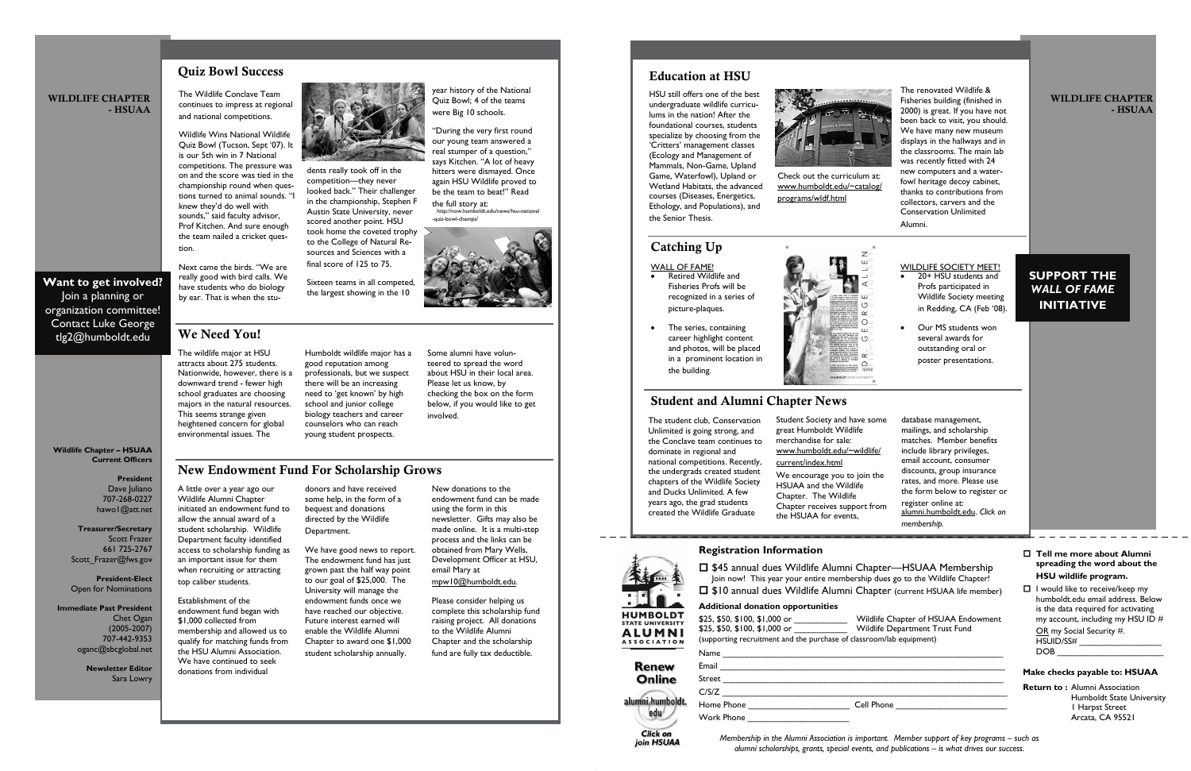WILDLIFE CHAPTER - HSUAA

**Want to get involved?**
Join a planning or organization committee!
Contact Luke George
tlg2@humboldt.edu

**Wildlife Chapter – HSUAA Current Officers**

**President**
Dave Juliano
707-268-0227
hawo1@att.net

**Treasurer/Secretary**
Scott Frazer
661 725-2767
Scott_Frazer@fws.gov

**President-Elect**
Open for Nominations

**Immediate Past President**
Chet Ogan
(2005-2007)
707-442-9353
oganc@sbcglobal.net

**Newsletter Editor**
Sara Lowry

## Quiz Bowl Success

The Wildlife Conclave Team continues to impress at regional and national competitions.

Wildlife Wins National Wildlife Quiz Bowl (Tucson, Sept '07). It is our 5th win in 7 National competitions. The pressure was on and the score was tied in the championship round when questions turned to animal sounds. "I knew they'd do well with sounds," said faculty advisor, Prof Kitchen. And sure enough the team nailed a cricket question.

Next came the birds. "We are really good with bird calls. We have students who do biology by ear. That is when the students really took off in the competition—they never looked back." Their challenger in the championship, Stephen F Austin State University, never scored another point. HSU took home the coveted trophy to the College of Natural Resources and Sciences with a final score of 125 to 75.

Sixteen teams in all competed, the largest showing in the 10 year history of the National Quiz Bowl; 4 of the teams were Big 10 schools.

"During the very first round our young team answered a real stumper of a question," says Kitchen. "A lot of heavy hitters were dismayed. Once again HSU Wildlife proved to be the team to beat!" Read the full story at: http://now.humboldt.edu/news/hsu-national-quiz-bowl-champs/

## We Need You!

The wildlife major at HSU attracts about 275 students. Nationwide, however, there is a downward trend - fewer high school graduates are choosing majors in the natural resources. This seems strange given heightened concern for global environmental issues. The Humboldt wildlife major has a good reputation among professionals, but we suspect there will be an increasing need to 'get known' by high school and junior college biology teachers and career counselors who can reach young student prospects.

Some alumni have volunteered to spread the word about HSU in their local area. Please let us know, by checking the box on the form below, if you would like to get involved.

## New Endowment Fund For Scholarship Grows

A little over a year ago our Wildlife Alumni Chapter initiated an endowment fund to allow the annual award of a student scholarship. Wildlife Department faculty identified access to scholarship funding as an important issue for them when recruiting or attracting top caliber students.

Establishment of the endowment fund began with $1,000 collected from membership and allowed us to qualify for matching funds from the HSU Alumni Association. We have continued to seek donations from individual donors and have received some help, in the form of a bequest and donations directed by the Wildlife Department.

We have good news to report. The endowment fund has just grown past the half way point to our goal of $25,000. The University will manage the endowment funds once we have reached our objective. Future interest earned will enable the Wildlife Alumni Chapter to award one $1,000 student scholarship annually.

New donations to the endowment fund can be made using the form in this newsletter. Gifts may also be made online. It is a multi-step process and the links can be obtained from Mary Wells, Development Officer at HSU, email Mary at mpw10@humboldt.edu.

Please consider helping us complete this scholarship fund raising project. All donations to the Wildlife Alumni Chapter and the scholarship fund are fully tax deductible.

## Education at HSU

HSU still offers one of the best undergraduate wildlife curriculums in the nation! After the foundational courses, students specialize by choosing from the 'Critters' management classes (Ecology and Management of Mammals, Non-Game, Upland Game, Waterfowl), Upland or Wetland Habitats, the advanced courses (Diseases, Energetics, Ethology, and Populations), and the Senior Thesis.

Check out the curriculum at: www.humboldt.edu/~catalog/programs/wldf.html

The renovated Wildlife & Fisheries building (finished in 2000) is great. If you have not been back to visit, you should. We have many new museum displays in the hallways and in the classrooms. The main lab was recently fitted with 24 new computers and a waterfowl heritage decoy cabinet, thanks to contributions from collectors, carvers and the Conservation Unlimited Alumni.

## Catching Up

WALL OF FAME!

- Retired Wildlife and Fisheries Profs will be recognized in a series of picture-plaques.
- The series, containing career highlight content and photos, will be placed in a prominent location in the building.

WILDLIFE SOCIETY MEET!

- 20+ HSU students and Profs participated in Wildlife Society meeting in Redding, CA (Feb '08).
- Our MS students won several awards for outstanding oral or poster presentations.

**SUPPORT THE *WALL OF FAME* INITIATIVE**

## Student and Alumni Chapter News

The student club, Conservation Unlimited is going strong, and the Conclave team continues to dominate in regional and national competitions. Recently, the undergrads created student chapters of the Wildlife Society and Ducks Unlimited. A few years ago, the grad students created the Wildlife Graduate Student Society and have some great Humboldt Wildlife merchandise for sale: www.humboldt.edu/~wildlife/current/index.html

We encourage you to join the HSUAA and the Wildlife Chapter. The Wildlife Chapter receives support from the HSUAA for events, database management, mailings, and scholarship matches. Member benefits include library privileges, email account, consumer discounts, group insurance rates, and more. Please use the form below to register or register online at: alumni.humboldt.edu. *Click on membership.*

---

HUMBOLDT STATE UNIVERSITY ALUMNI ASSOCIATION

**Renew Online**
alumni.humboldt.edu
*Click on join HSUAA*

### Registration Information

☐ $45 annual dues Wildlife Alumni Chapter—HSUAA Membership
Join now! This year your entire membership dues go to the Wildlife Chapter!

☐ $10 annual dues Wildlife Alumni Chapter (current HSUAA life member)

**Additional donation opportunities**

$25, $50, $100, $1,000 or ___________ Wildlife Chapter of HSUAA Endowment
$25, $50, $100, $1,000 or ___________ Wildlife Department Trust Fund
(supporting recruitment and the purchase of classroom/lab equipment)

Name ______________________________
Email ______________________________
Street ______________________________
C/S/Z ______________________________
Home Phone ____________________ Cell Phone ____________________
Work Phone ____________________

☐ **Tell me more about Alumni spreading the word about the HSU wildlife program.**

☐ I would like to receive/keep my humboldt.edu email address. Below is the data required for activating my account, including my HSU ID # OR my Social Security #.
HSUID/SS# ________________
DOB ________________

**Make checks payable to: HSUAA**

**Return to :** Alumni Association
Humboldt State University
1 Harpst Street
Arcata, CA 95521

*Membership in the Alumni Association is important. Member support of key programs – such as alumni scholarships, grants, special events, and publications – is what drives our success.*